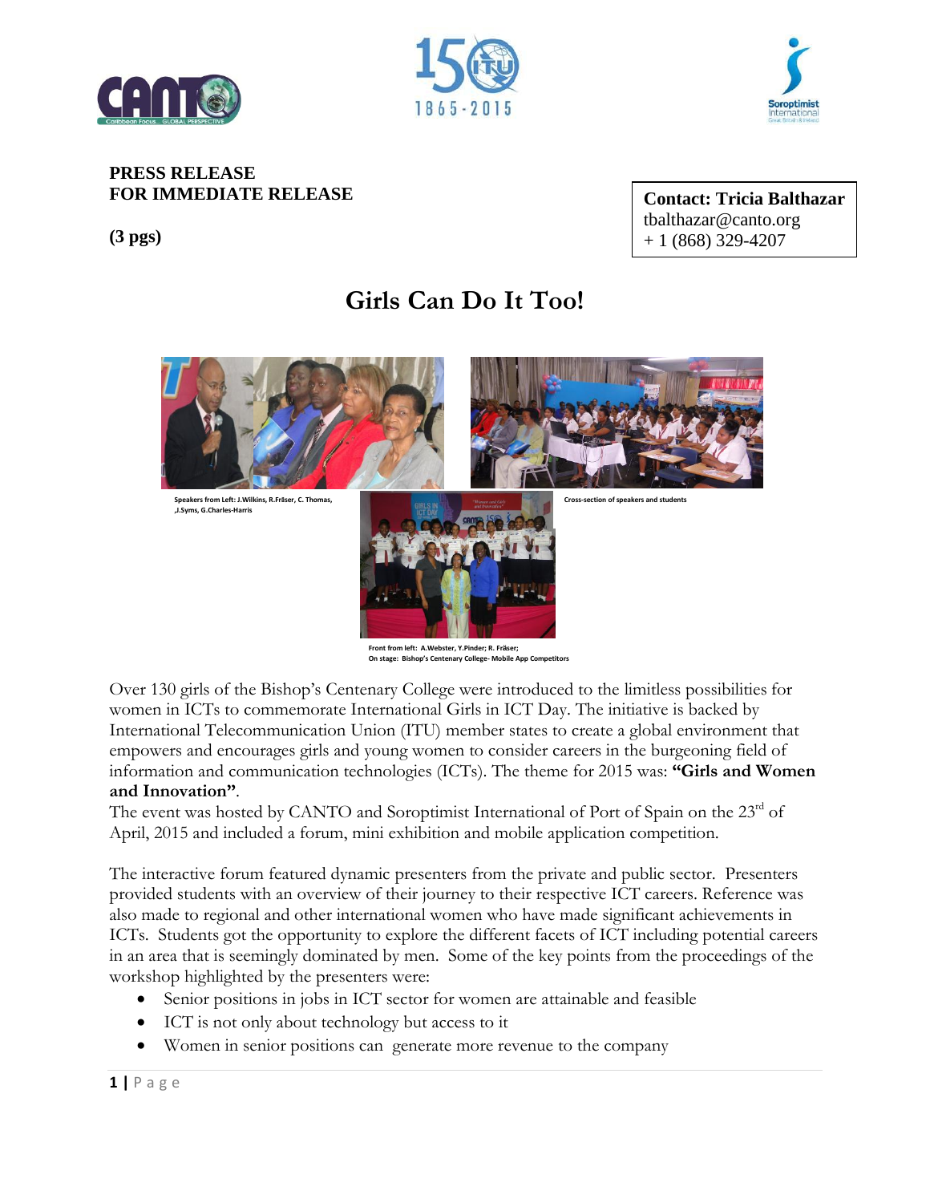**PRESS RELEASE**
**FOR IMMEDIATE RELEASE**

**(3 pgs)**

**Contact: Tricia Balthazar**
tbalthazar@canto.org
+ 1 (868) 329-4207

# Girls Can Do It Too!

Speakers from Left: J.Wilkins, R.Fräser, C. Thomas, ,J.Syms, G.Charles-Harris

Cross-section of speakers and students

Front from left: A.Webster, Y.Pinder; R. Fräser;
On stage: Bishop's Centenary College- Mobile App Competitors

Over 130 girls of the Bishop's Centenary College were introduced to the limitless possibilities for women in ICTs to commemorate International Girls in ICT Day. The initiative is backed by International Telecommunication Union (ITU) member states to create a global environment that empowers and encourages girls and young women to consider careers in the burgeoning field of information and communication technologies (ICTs). The theme for 2015 was: **"Girls and Women and Innovation"**.
The event was hosted by CANTO and Soroptimist International of Port of Spain on the 23rd of April, 2015 and included a forum, mini exhibition and mobile application competition.

The interactive forum featured dynamic presenters from the private and public sector. Presenters provided students with an overview of their journey to their respective ICT careers. Reference was also made to regional and other international women who have made significant achievements in ICTs. Students got the opportunity to explore the different facets of ICT including potential careers in an area that is seemingly dominated by men. Some of the key points from the proceedings of the workshop highlighted by the presenters were:

- Senior positions in jobs in ICT sector for women are attainable and feasible
- ICT is not only about technology but access to it
- Women in senior positions can generate more revenue to the company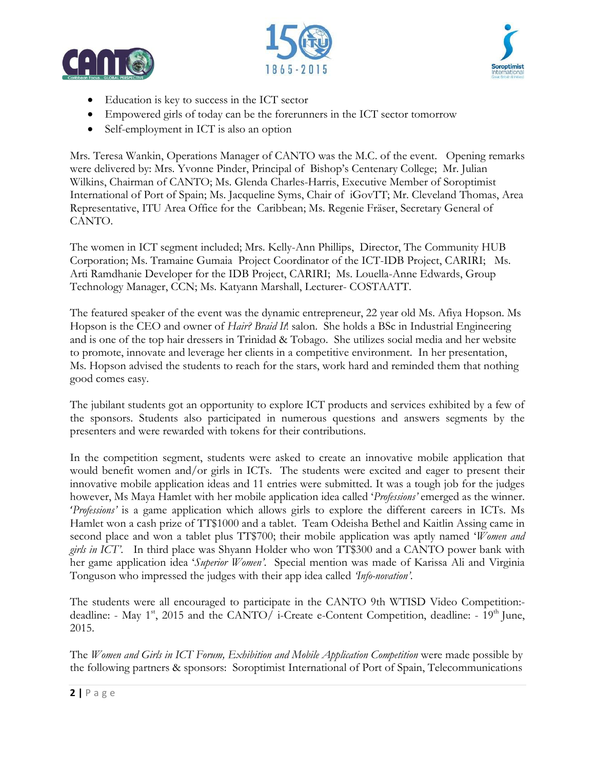- Education is key to success in the ICT sector
- Empowered girls of today can be the forerunners in the ICT sector tomorrow
- Self-employment in ICT is also an option

Mrs. Teresa Wankin, Operations Manager of CANTO was the M.C. of the event. Opening remarks were delivered by: Mrs. Yvonne Pinder, Principal of Bishop's Centenary College; Mr. Julian Wilkins, Chairman of CANTO; Ms. Glenda Charles-Harris, Executive Member of Soroptimist International of Port of Spain; Ms. Jacqueline Syms, Chair of iGovTT; Mr. Cleveland Thomas, Area Representative, ITU Area Office for the Caribbean; Ms. Regenie Fräser, Secretary General of CANTO.

The women in ICT segment included; Mrs. Kelly-Ann Phillips, Director, The Community HUB Corporation; Ms. Tramaine Gumaia Project Coordinator of the ICT-IDB Project, CARIRI; Ms. Arti Ramdhanie Developer for the IDB Project, CARIRI; Ms. Louella-Anne Edwards, Group Technology Manager, CCN; Ms. Katyann Marshall, Lecturer- COSTAATT.

The featured speaker of the event was the dynamic entrepreneur, 22 year old Ms. Afiya Hopson. Ms Hopson is the CEO and owner of *Hair? Braid It!* salon. She holds a BSc in Industrial Engineering and is one of the top hair dressers in Trinidad & Tobago. She utilizes social media and her website to promote, innovate and leverage her clients in a competitive environment. In her presentation, Ms. Hopson advised the students to reach for the stars, work hard and reminded them that nothing good comes easy.

The jubilant students got an opportunity to explore ICT products and services exhibited by a few of the sponsors. Students also participated in numerous questions and answers segments by the presenters and were rewarded with tokens for their contributions.

In the competition segment, students were asked to create an innovative mobile application that would benefit women and/or girls in ICTs. The students were excited and eager to present their innovative mobile application ideas and 11 entries were submitted. It was a tough job for the judges however, Ms Maya Hamlet with her mobile application idea called '*Professions'* emerged as the winner. *'Professions'* is a game application which allows girls to explore the different careers in ICTs. Ms Hamlet won a cash prize of TT$1000 and a tablet. Team Odeisha Bethel and Kaitlin Assing came in second place and won a tablet plus TT$700; their mobile application was aptly named '*Women and girls in ICT'*. In third place was Shyann Holder who won TT$300 and a CANTO power bank with her game application idea '*Superior Women'*. Special mention was made of Karissa Ali and Virginia Tonguson who impressed the judges with their app idea called *'Info-novation'*.

The students were all encouraged to participate in the CANTO 9th WTISD Video Competition:- deadline: - May 1st, 2015 and the CANTO/ i-Create e-Content Competition, deadline: - 19th June, 2015.

The *Women and Girls in ICT Forum, Exhibition and Mobile Application Competition* were made possible by the following partners & sponsors: Soroptimist International of Port of Spain, Telecommunications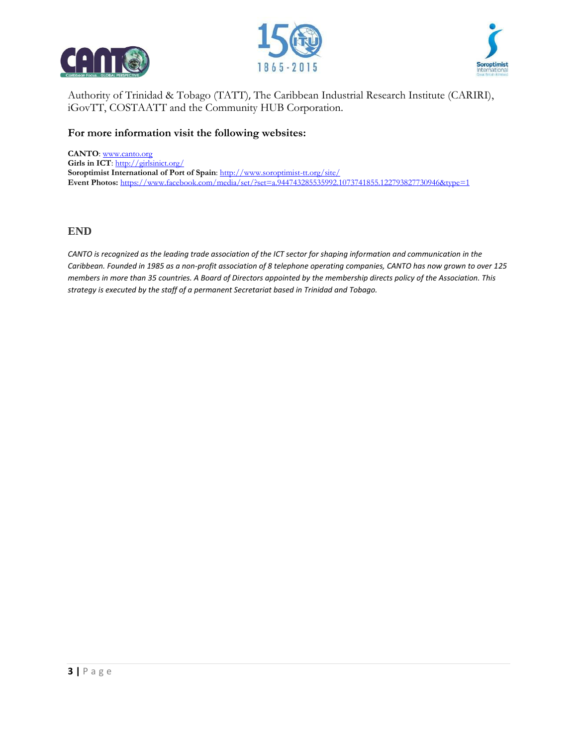Authority of Trinidad & Tobago (TATT), The Caribbean Industrial Research Institute (CARIRI), iGovTT, COSTAATT and the Community HUB Corporation.

### For more information visit the following websites:

**CANTO**: www.canto.org
**Girls in ICT**: http://girlsinict.org/
**Soroptimist International of Port of Spain**: http://www.soroptimist-tt.org/site/
**Event Photos:** https://www.facebook.com/media/set/?set=a.944743285535992.1073741855.122793827730946&type=1

## END

*CANTO is recognized as the leading trade association of the ICT sector for shaping information and communication in the Caribbean. Founded in 1985 as a non-profit association of 8 telephone operating companies, CANTO has now grown to over 125 members in more than 35 countries. A Board of Directors appointed by the membership directs policy of the Association. This strategy is executed by the staff of a permanent Secretariat based in Trinidad and Tobago.*